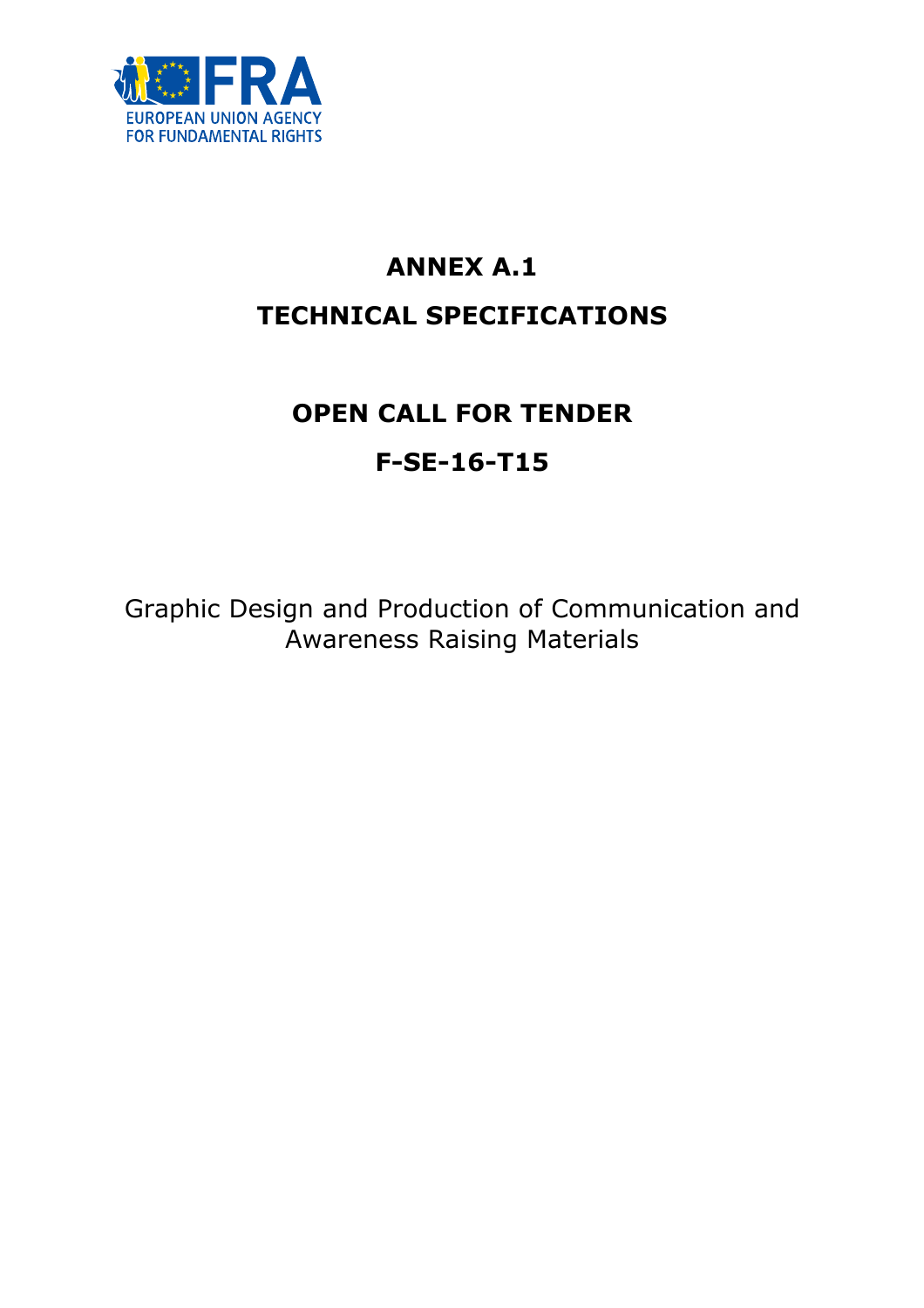EUROPEAN UNION AGENCY
FOR FUNDAMENTAL RIGHTS

# ANNEX A.1

# TECHNICAL SPECIFICATIONS

# OPEN CALL FOR TENDER

# F-SE-16-T15

Graphic Design and Production of Communication and Awareness Raising Materials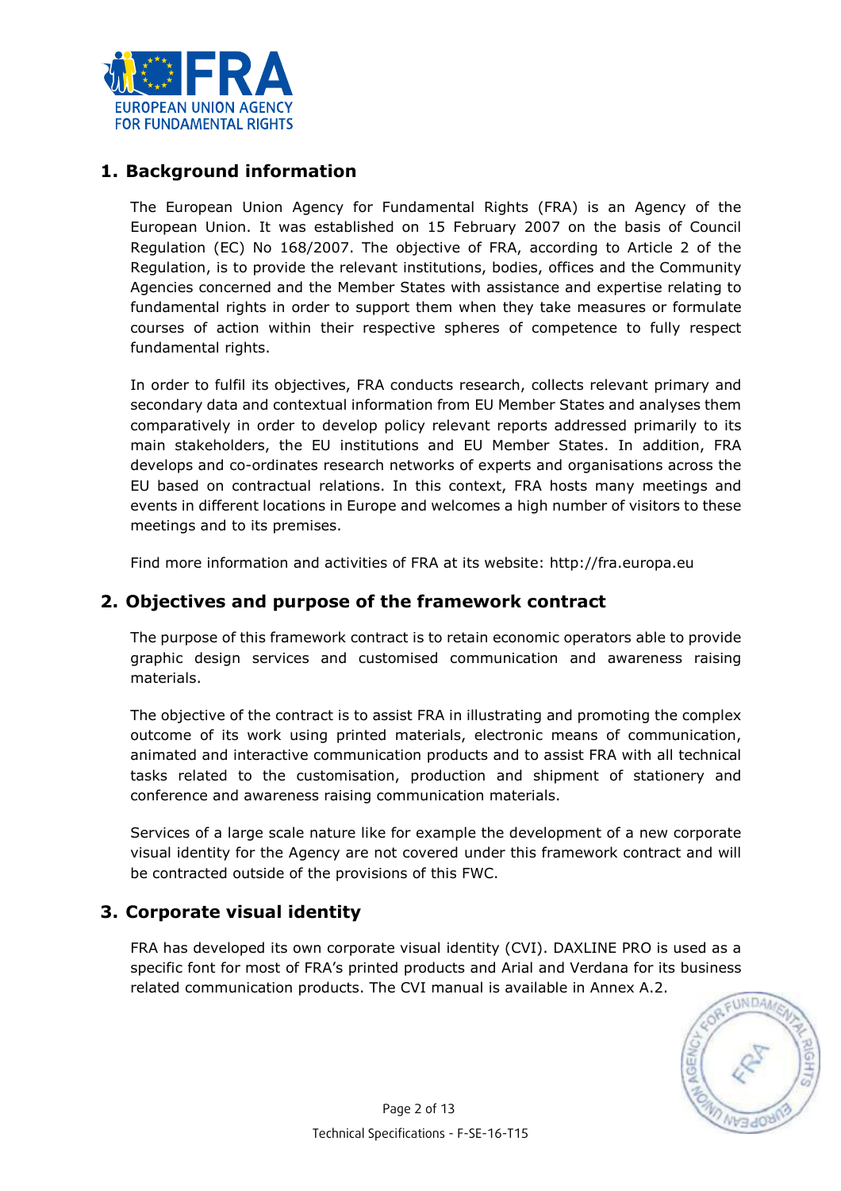## 1. Background information

The European Union Agency for Fundamental Rights (FRA) is an Agency of the European Union. It was established on 15 February 2007 on the basis of Council Regulation (EC) No 168/2007. The objective of FRA, according to Article 2 of the Regulation, is to provide the relevant institutions, bodies, offices and the Community Agencies concerned and the Member States with assistance and expertise relating to fundamental rights in order to support them when they take measures or formulate courses of action within their respective spheres of competence to fully respect fundamental rights.

In order to fulfil its objectives, FRA conducts research, collects relevant primary and secondary data and contextual information from EU Member States and analyses them comparatively in order to develop policy relevant reports addressed primarily to its main stakeholders, the EU institutions and EU Member States. In addition, FRA develops and co-ordinates research networks of experts and organisations across the EU based on contractual relations. In this context, FRA hosts many meetings and events in different locations in Europe and welcomes a high number of visitors to these meetings and to its premises.

Find more information and activities of FRA at its website: http://fra.europa.eu

## 2. Objectives and purpose of the framework contract

The purpose of this framework contract is to retain economic operators able to provide graphic design services and customised communication and awareness raising materials.

The objective of the contract is to assist FRA in illustrating and promoting the complex outcome of its work using printed materials, electronic means of communication, animated and interactive communication products and to assist FRA with all technical tasks related to the customisation, production and shipment of stationery and conference and awareness raising communication materials.

Services of a large scale nature like for example the development of a new corporate visual identity for the Agency are not covered under this framework contract and will be contracted outside of the provisions of this FWC.

## 3. Corporate visual identity

FRA has developed its own corporate visual identity (CVI). DAXLINE PRO is used as a specific font for most of FRA's printed products and Arial and Verdana for its business related communication products. The CVI manual is available in Annex A.2.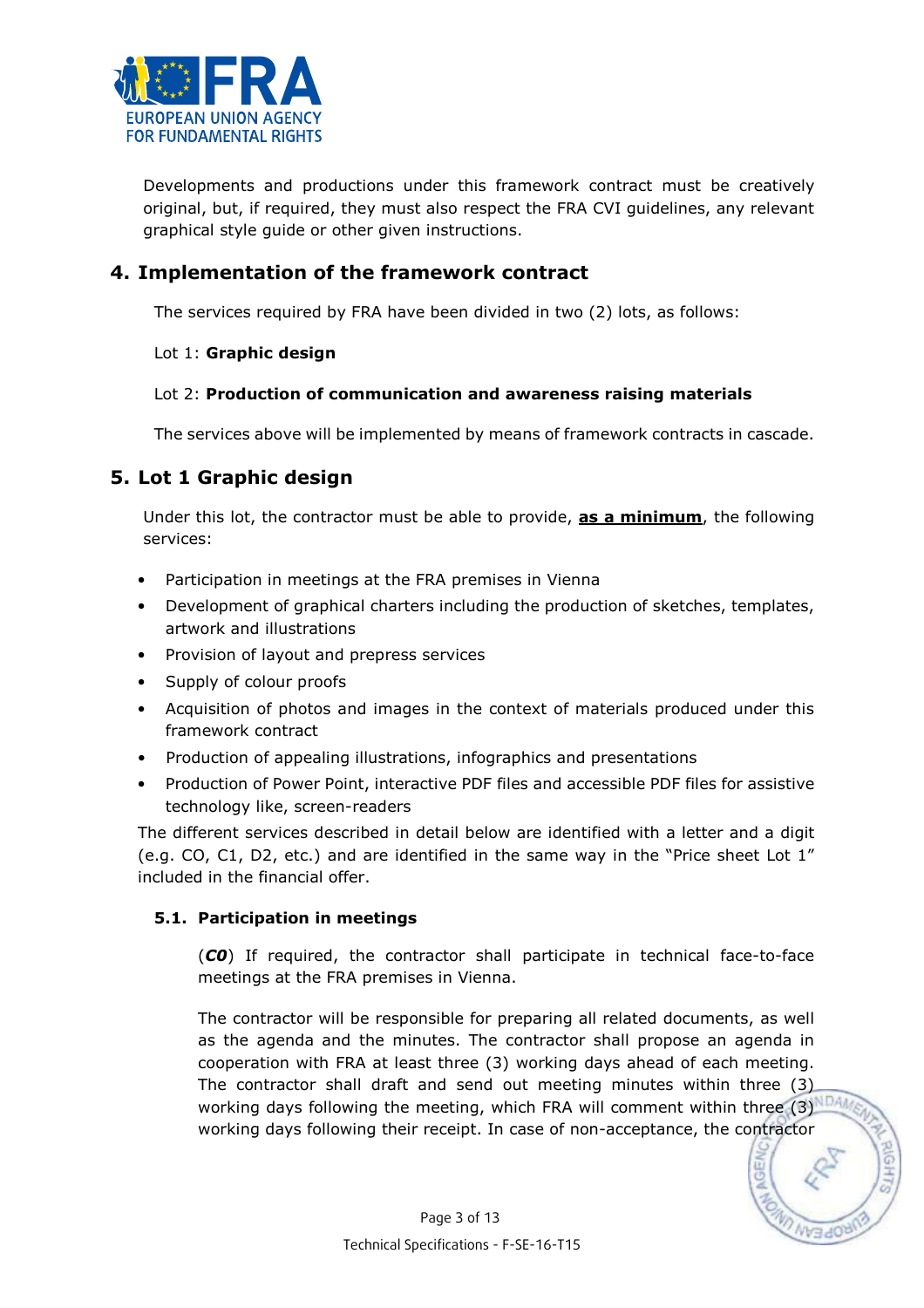Developments and productions under this framework contract must be creatively original, but, if required, they must also respect the FRA CVI guidelines, any relevant graphical style guide or other given instructions.

## 4. Implementation of the framework contract

The services required by FRA have been divided in two (2) lots, as follows:

Lot 1: **Graphic design**

Lot 2: **Production of communication and awareness raising materials**

The services above will be implemented by means of framework contracts in cascade.

## 5. Lot 1 Graphic design

Under this lot, the contractor must be able to provide, **as a minimum**, the following services:

- Participation in meetings at the FRA premises in Vienna
- Development of graphical charters including the production of sketches, templates, artwork and illustrations
- Provision of layout and prepress services
- Supply of colour proofs
- Acquisition of photos and images in the context of materials produced under this framework contract
- Production of appealing illustrations, infographics and presentations
- Production of Power Point, interactive PDF files and accessible PDF files for assistive technology like, screen-readers

The different services described in detail below are identified with a letter and a digit (e.g. CO, C1, D2, etc.) and are identified in the same way in the "Price sheet Lot 1" included in the financial offer.

### 5.1. Participation in meetings

(***C0***) If required, the contractor shall participate in technical face-to-face meetings at the FRA premises in Vienna.

The contractor will be responsible for preparing all related documents, as well as the agenda and the minutes. The contractor shall propose an agenda in cooperation with FRA at least three (3) working days ahead of each meeting. The contractor shall draft and send out meeting minutes within three (3) working days following the meeting, which FRA will comment within three (3) working days following their receipt. In case of non-acceptance, the contractor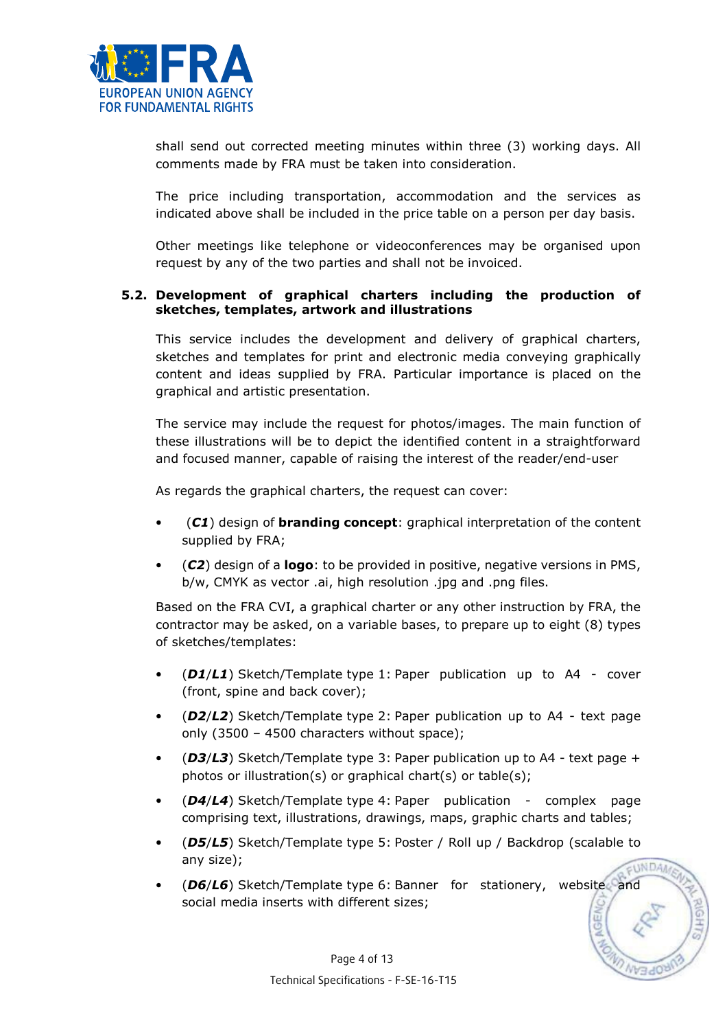shall send out corrected meeting minutes within three (3) working days. All comments made by FRA must be taken into consideration.

The price including transportation, accommodation and the services as indicated above shall be included in the price table on a person per day basis.

Other meetings like telephone or videoconferences may be organised upon request by any of the two parties and shall not be invoiced.

### 5.2. Development of graphical charters including the production of sketches, templates, artwork and illustrations

This service includes the development and delivery of graphical charters, sketches and templates for print and electronic media conveying graphically content and ideas supplied by FRA. Particular importance is placed on the graphical and artistic presentation.

The service may include the request for photos/images. The main function of these illustrations will be to depict the identified content in a straightforward and focused manner, capable of raising the interest of the reader/end-user

As regards the graphical charters, the request can cover:

- (***C1***) design of **branding concept**: graphical interpretation of the content supplied by FRA;
- (***C2***) design of a **logo**: to be provided in positive, negative versions in PMS, b/w, CMYK as vector .ai, high resolution .jpg and .png files.

Based on the FRA CVI, a graphical charter or any other instruction by FRA, the contractor may be asked, on a variable bases, to prepare up to eight (8) types of sketches/templates:

- (***D1***/***L1***) Sketch/Template type 1: Paper publication up to A4 - cover (front, spine and back cover);
- (***D2***/***L2***) Sketch/Template type 2: Paper publication up to A4 - text page only (3500 – 4500 characters without space);
- (***D3***/***L3***) Sketch/Template type 3: Paper publication up to A4 - text page + photos or illustration(s) or graphical chart(s) or table(s);
- (***D4***/***L4***) Sketch/Template type 4: Paper publication - complex page comprising text, illustrations, drawings, maps, graphic charts and tables;
- (***D5***/***L5***) Sketch/Template type 5: Poster / Roll up / Backdrop (scalable to any size);
- (***D6***/***L6***) Sketch/Template type 6: Banner for stationery, website and social media inserts with different sizes;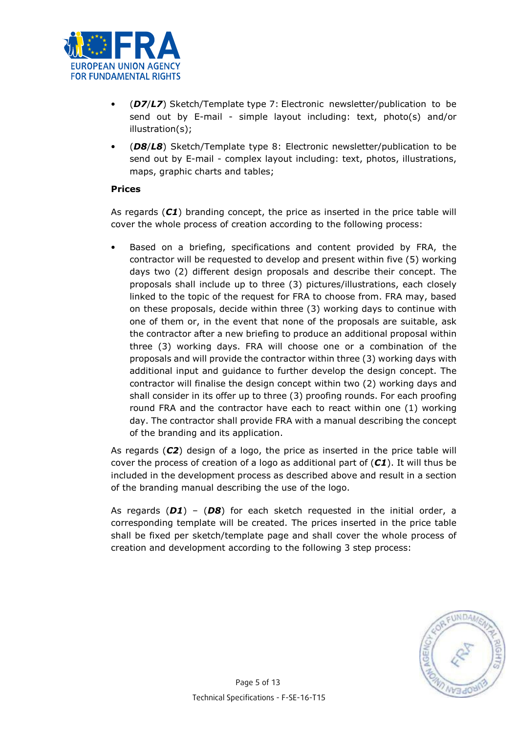- (***D7***/***L7***) Sketch/Template type 7: Electronic newsletter/publication to be send out by E-mail - simple layout including: text, photo(s) and/or illustration(s);
- (***D8***/***L8***) Sketch/Template type 8: Electronic newsletter/publication to be send out by E-mail - complex layout including: text, photos, illustrations, maps, graphic charts and tables;

**Prices**

As regards (***C1***) branding concept, the price as inserted in the price table will cover the whole process of creation according to the following process:

- Based on a briefing, specifications and content provided by FRA, the contractor will be requested to develop and present within five (5) working days two (2) different design proposals and describe their concept. The proposals shall include up to three (3) pictures/illustrations, each closely linked to the topic of the request for FRA to choose from. FRA may, based on these proposals, decide within three (3) working days to continue with one of them or, in the event that none of the proposals are suitable, ask the contractor after a new briefing to produce an additional proposal within three (3) working days. FRA will choose one or a combination of the proposals and will provide the contractor within three (3) working days with additional input and guidance to further develop the design concept. The contractor will finalise the design concept within two (2) working days and shall consider in its offer up to three (3) proofing rounds. For each proofing round FRA and the contractor have each to react within one (1) working day. The contractor shall provide FRA with a manual describing the concept of the branding and its application.

As regards (***C2***) design of a logo, the price as inserted in the price table will cover the process of creation of a logo as additional part of (***C1***). It will thus be included in the development process as described above and result in a section of the branding manual describing the use of the logo.

As regards (***D1***) – (***D8***) for each sketch requested in the initial order, a corresponding template will be created. The prices inserted in the price table shall be fixed per sketch/template page and shall cover the whole process of creation and development according to the following 3 step process: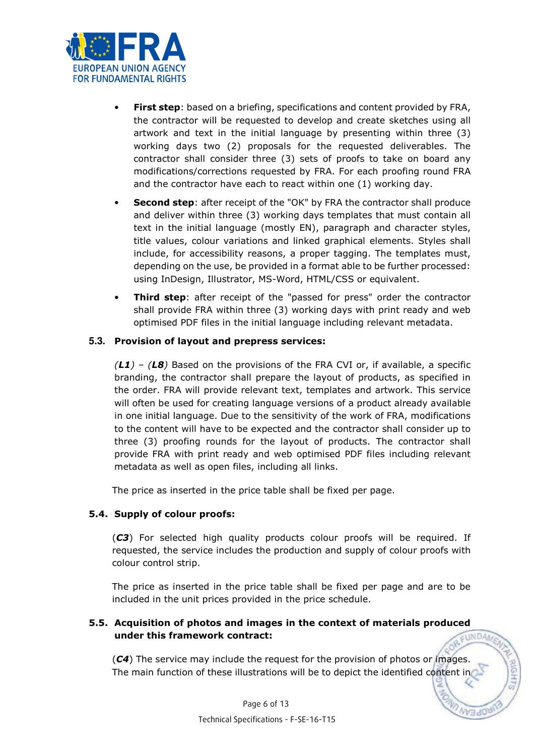- **First step**: based on a briefing, specifications and content provided by FRA, the contractor will be requested to develop and create sketches using all artwork and text in the initial language by presenting within three (3) working days two (2) proposals for the requested deliverables. The contractor shall consider three (3) sets of proofs to take on board any modifications/corrections requested by FRA. For each proofing round FRA and the contractor have each to react within one (1) working day.
- **Second step**: after receipt of the "OK" by FRA the contractor shall produce and deliver within three (3) working days templates that must contain all text in the initial language (mostly EN), paragraph and character styles, title values, colour variations and linked graphical elements. Styles shall include, for accessibility reasons, a proper tagging. The templates must, depending on the use, be provided in a format able to be further processed: using InDesign, Illustrator, MS-Word, HTML/CSS or equivalent.
- **Third step**: after receipt of the "passed for press" order the contractor shall provide FRA within three (3) working days with print ready and web optimised PDF files in the initial language including relevant metadata.

### 5.3. Provision of layout and prepress services:

*(**L1**)* – *(**L8**)* Based on the provisions of the FRA CVI or, if available, a specific branding, the contractor shall prepare the layout of products, as specified in the order. FRA will provide relevant text, templates and artwork. This service will often be used for creating language versions of a product already available in one initial language. Due to the sensitivity of the work of FRA, modifications to the content will have to be expected and the contractor shall consider up to three (3) proofing rounds for the layout of products. The contractor shall provide FRA with print ready and web optimised PDF files including relevant metadata as well as open files, including all links.

The price as inserted in the price table shall be fixed per page.

### 5.4. Supply of colour proofs:

(***C3***) For selected high quality products colour proofs will be required. If requested, the service includes the production and supply of colour proofs with colour control strip.

The price as inserted in the price table shall be fixed per page and are to be included in the unit prices provided in the price schedule.

### 5.5. Acquisition of photos and images in the context of materials produced under this framework contract:

(***C4***) The service may include the request for the provision of photos or images. The main function of these illustrations will be to depict the identified content in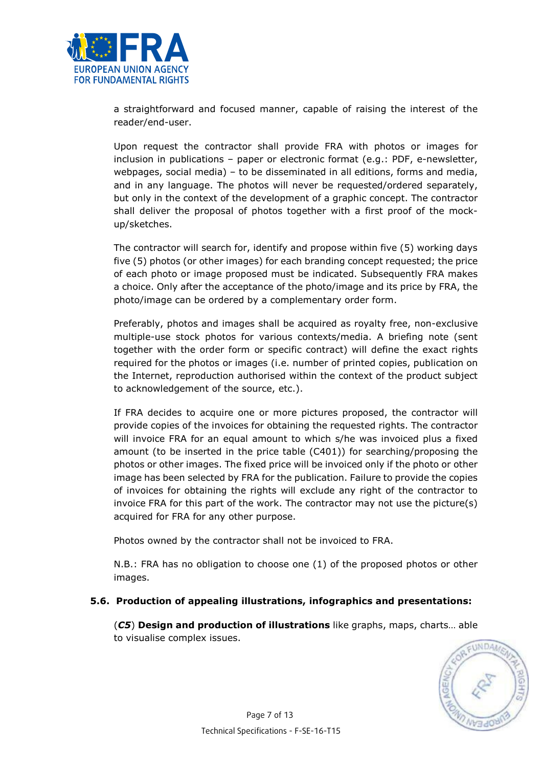a straightforward and focused manner, capable of raising the interest of the reader/end-user.

Upon request the contractor shall provide FRA with photos or images for inclusion in publications – paper or electronic format (e.g.: PDF, e-newsletter, webpages, social media) – to be disseminated in all editions, forms and media, and in any language. The photos will never be requested/ordered separately, but only in the context of the development of a graphic concept. The contractor shall deliver the proposal of photos together with a first proof of the mock-up/sketches.

The contractor will search for, identify and propose within five (5) working days five (5) photos (or other images) for each branding concept requested; the price of each photo or image proposed must be indicated. Subsequently FRA makes a choice. Only after the acceptance of the photo/image and its price by FRA, the photo/image can be ordered by a complementary order form.

Preferably, photos and images shall be acquired as royalty free, non-exclusive multiple-use stock photos for various contexts/media. A briefing note (sent together with the order form or specific contract) will define the exact rights required for the photos or images (i.e. number of printed copies, publication on the Internet, reproduction authorised within the context of the product subject to acknowledgement of the source, etc.).

If FRA decides to acquire one or more pictures proposed, the contractor will provide copies of the invoices for obtaining the requested rights. The contractor will invoice FRA for an equal amount to which s/he was invoiced plus a fixed amount (to be inserted in the price table (C401)) for searching/proposing the photos or other images. The fixed price will be invoiced only if the photo or other image has been selected by FRA for the publication. Failure to provide the copies of invoices for obtaining the rights will exclude any right of the contractor to invoice FRA for this part of the work. The contractor may not use the picture(s) acquired for FRA for any other purpose.

Photos owned by the contractor shall not be invoiced to FRA.

N.B.: FRA has no obligation to choose one (1) of the proposed photos or other images.

### 5.6. Production of appealing illustrations, infographics and presentations:

(***C5***) **Design and production of illustrations** like graphs, maps, charts… able to visualise complex issues.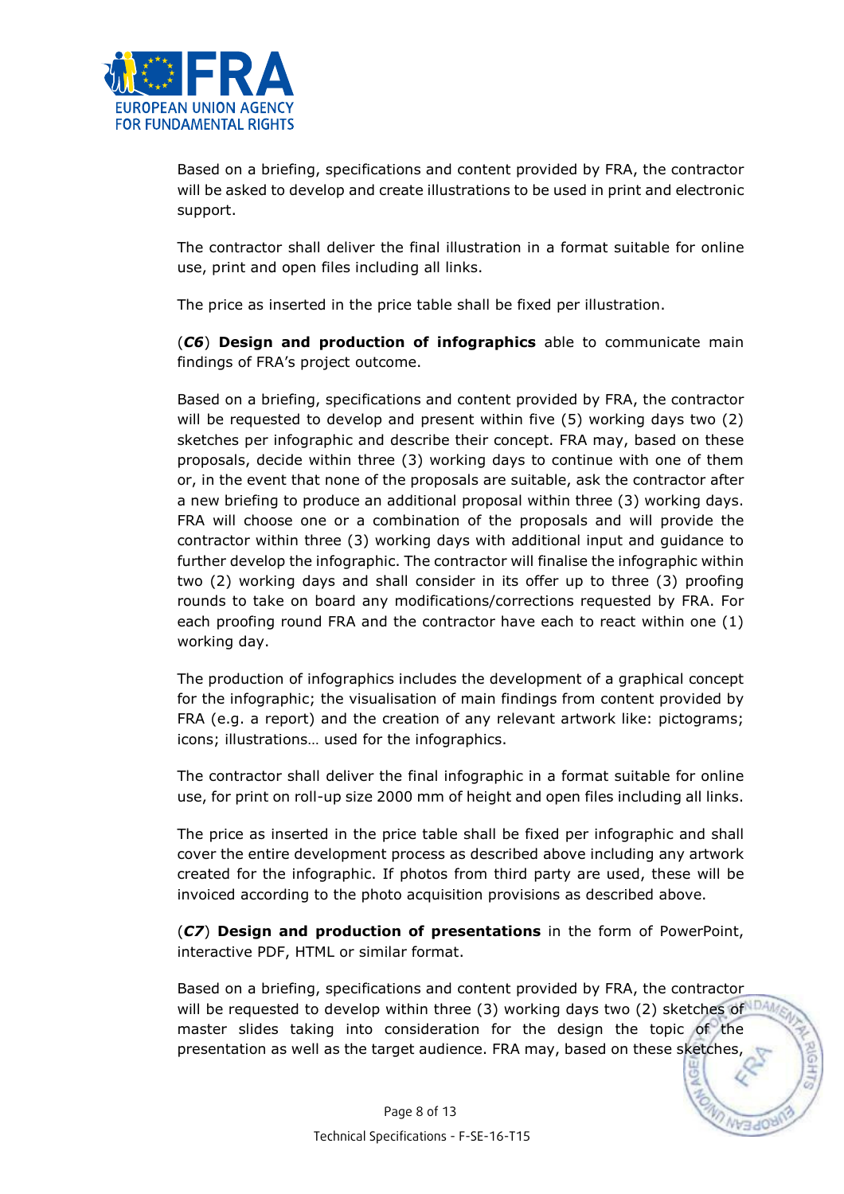Based on a briefing, specifications and content provided by FRA, the contractor will be asked to develop and create illustrations to be used in print and electronic support.

The contractor shall deliver the final illustration in a format suitable for online use, print and open files including all links.

The price as inserted in the price table shall be fixed per illustration.

(***C6***) **Design and production of infographics** able to communicate main findings of FRA's project outcome.

Based on a briefing, specifications and content provided by FRA, the contractor will be requested to develop and present within five (5) working days two (2) sketches per infographic and describe their concept. FRA may, based on these proposals, decide within three (3) working days to continue with one of them or, in the event that none of the proposals are suitable, ask the contractor after a new briefing to produce an additional proposal within three (3) working days. FRA will choose one or a combination of the proposals and will provide the contractor within three (3) working days with additional input and guidance to further develop the infographic. The contractor will finalise the infographic within two (2) working days and shall consider in its offer up to three (3) proofing rounds to take on board any modifications/corrections requested by FRA. For each proofing round FRA and the contractor have each to react within one (1) working day.

The production of infographics includes the development of a graphical concept for the infographic; the visualisation of main findings from content provided by FRA (e.g. a report) and the creation of any relevant artwork like: pictograms; icons; illustrations… used for the infographics.

The contractor shall deliver the final infographic in a format suitable for online use, for print on roll-up size 2000 mm of height and open files including all links.

The price as inserted in the price table shall be fixed per infographic and shall cover the entire development process as described above including any artwork created for the infographic. If photos from third party are used, these will be invoiced according to the photo acquisition provisions as described above.

(***C7***) **Design and production of presentations** in the form of PowerPoint, interactive PDF, HTML or similar format.

Based on a briefing, specifications and content provided by FRA, the contractor will be requested to develop within three (3) working days two (2) sketches of master slides taking into consideration for the design the topic of the presentation as well as the target audience. FRA may, based on these sketches,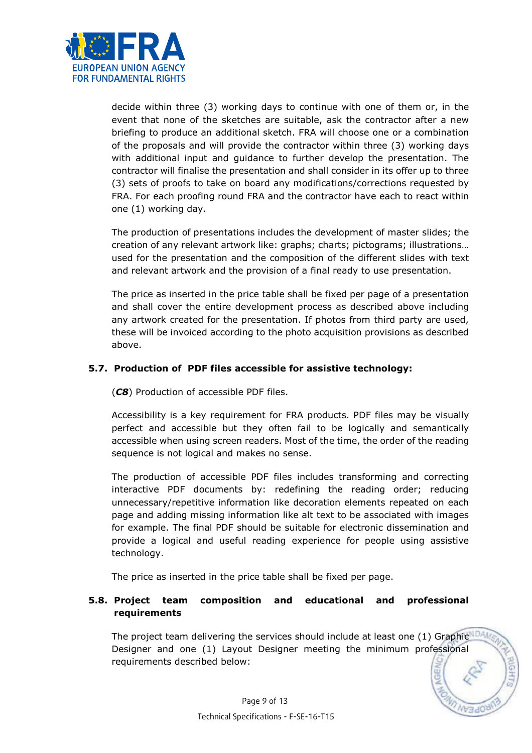decide within three (3) working days to continue with one of them or, in the event that none of the sketches are suitable, ask the contractor after a new briefing to produce an additional sketch. FRA will choose one or a combination of the proposals and will provide the contractor within three (3) working days with additional input and guidance to further develop the presentation. The contractor will finalise the presentation and shall consider in its offer up to three (3) sets of proofs to take on board any modifications/corrections requested by FRA. For each proofing round FRA and the contractor have each to react within one (1) working day.

The production of presentations includes the development of master slides; the creation of any relevant artwork like: graphs; charts; pictograms; illustrations… used for the presentation and the composition of the different slides with text and relevant artwork and the provision of a final ready to use presentation.

The price as inserted in the price table shall be fixed per page of a presentation and shall cover the entire development process as described above including any artwork created for the presentation. If photos from third party are used, these will be invoiced according to the photo acquisition provisions as described above.

### 5.7. Production of PDF files accessible for assistive technology:

(***C8***) Production of accessible PDF files.

Accessibility is a key requirement for FRA products. PDF files may be visually perfect and accessible but they often fail to be logically and semantically accessible when using screen readers. Most of the time, the order of the reading sequence is not logical and makes no sense.

The production of accessible PDF files includes transforming and correcting interactive PDF documents by: redefining the reading order; reducing unnecessary/repetitive information like decoration elements repeated on each page and adding missing information like alt text to be associated with images for example. The final PDF should be suitable for electronic dissemination and provide a logical and useful reading experience for people using assistive technology.

The price as inserted in the price table shall be fixed per page.

### 5.8. Project team composition and educational and professional requirements

The project team delivering the services should include at least one (1) Graphic Designer and one (1) Layout Designer meeting the minimum professional requirements described below: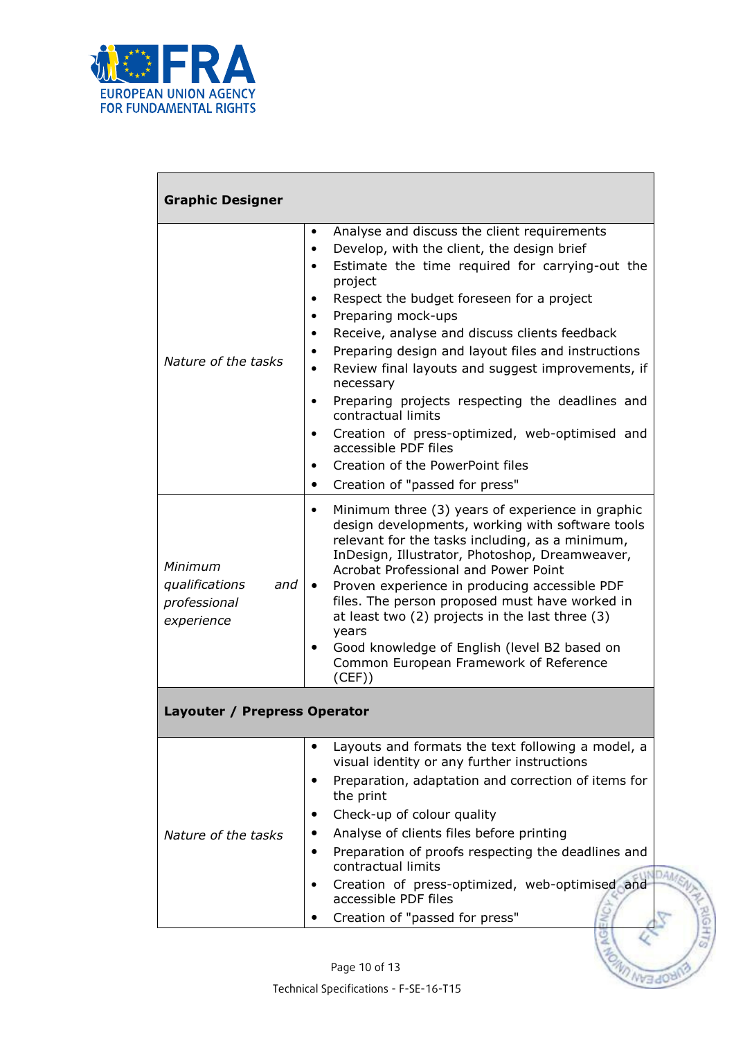| Graphic Designer | |
|---|---|
| *Nature of the tasks* | • Analyse and discuss the client requirements<br>• Develop, with the client, the design brief<br>• Estimate the time required for carrying-out the project<br>• Respect the budget foreseen for a project<br>• Preparing mock-ups<br>• Receive, analyse and discuss clients feedback<br>• Preparing design and layout files and instructions<br>• Review final layouts and suggest improvements, if necessary<br>• Preparing projects respecting the deadlines and contractual limits<br>• Creation of press-optimized, web-optimised and accessible PDF files<br>• Creation of the PowerPoint files<br>• Creation of "passed for press" |
| *Minimum qualifications and professional experience* | • Minimum three (3) years of experience in graphic design developments, working with software tools relevant for the tasks including, as a minimum, InDesign, Illustrator, Photoshop, Dreamweaver, Acrobat Professional and Power Point<br>• Proven experience in producing accessible PDF files. The person proposed must have worked in at least two (2) projects in the last three (3) years<br>• Good knowledge of English (level B2 based on Common European Framework of Reference (CEF)) |
| **Layouter / Prepress Operator** | |
| *Nature of the tasks* | • Layouts and formats the text following a model, a visual identity or any further instructions<br>• Preparation, adaptation and correction of items for the print<br>• Check-up of colour quality<br>• Analyse of clients files before printing<br>• Preparation of proofs respecting the deadlines and contractual limits<br>• Creation of press-optimized, web-optimised and accessible PDF files<br>• Creation of "passed for press" |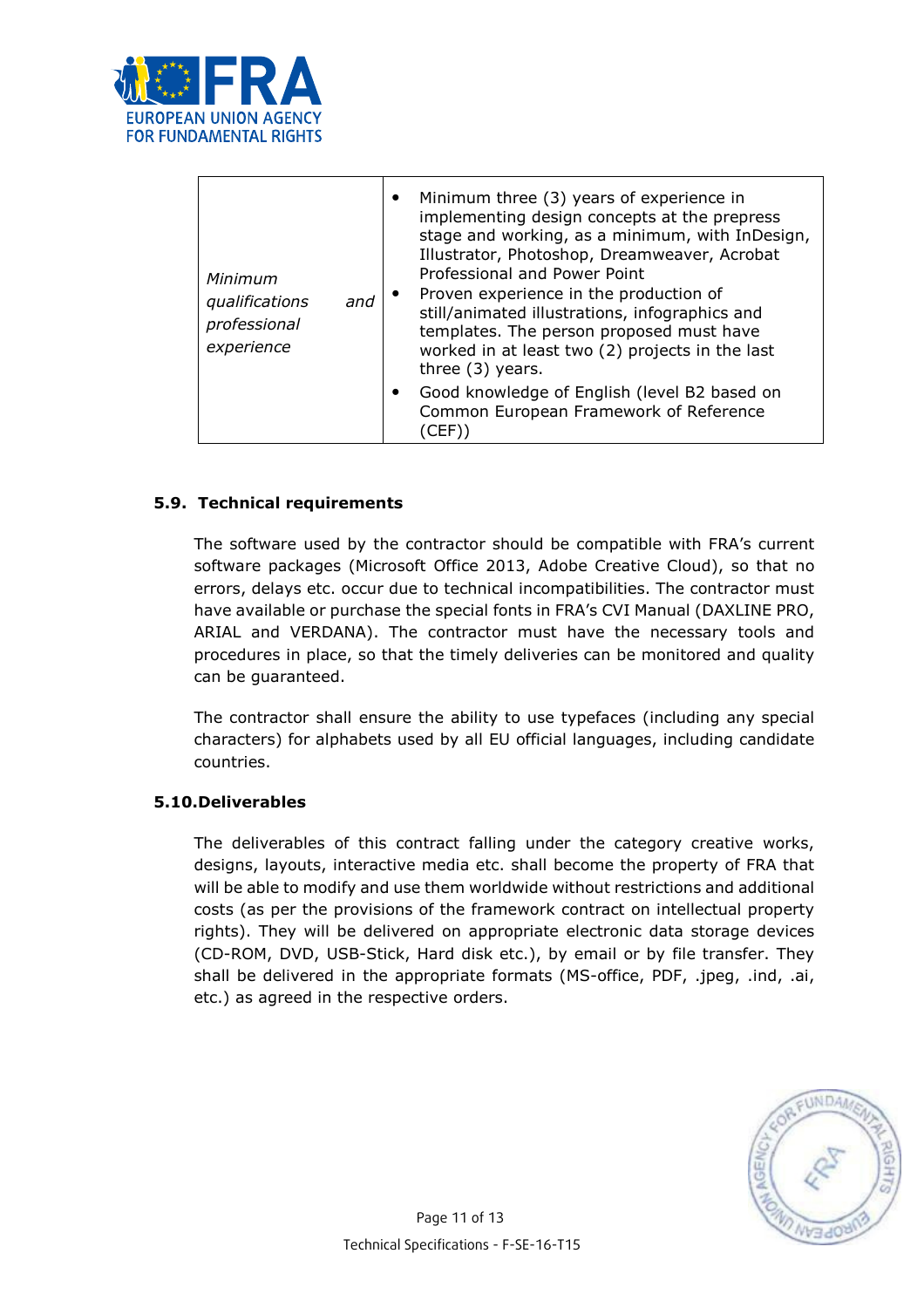| *Minimum qualifications and professional experience* | • Minimum three (3) years of experience in implementing design concepts at the prepress stage and working, as a minimum, with InDesign, Illustrator, Photoshop, Dreamweaver, Acrobat Professional and Power Point<br>• Proven experience in the production of still/animated illustrations, infographics and templates. The person proposed must have worked in at least two (2) projects in the last three (3) years.<br>• Good knowledge of English (level B2 based on Common European Framework of Reference (CEF)) |
|---|---|

#### 5.9. Technical requirements

The software used by the contractor should be compatible with FRA's current software packages (Microsoft Office 2013, Adobe Creative Cloud), so that no errors, delays etc. occur due to technical incompatibilities. The contractor must have available or purchase the special fonts in FRA's CVI Manual (DAXLINE PRO, ARIAL and VERDANA). The contractor must have the necessary tools and procedures in place, so that the timely deliveries can be monitored and quality can be guaranteed.

The contractor shall ensure the ability to use typefaces (including any special characters) for alphabets used by all EU official languages, including candidate countries.

#### 5.10. Deliverables

The deliverables of this contract falling under the category creative works, designs, layouts, interactive media etc. shall become the property of FRA that will be able to modify and use them worldwide without restrictions and additional costs (as per the provisions of the framework contract on intellectual property rights). They will be delivered on appropriate electronic data storage devices (CD-ROM, DVD, USB-Stick, Hard disk etc.), by email or by file transfer. They shall be delivered in the appropriate formats (MS-office, PDF, .jpeg, .ind, .ai, etc.) as agreed in the respective orders.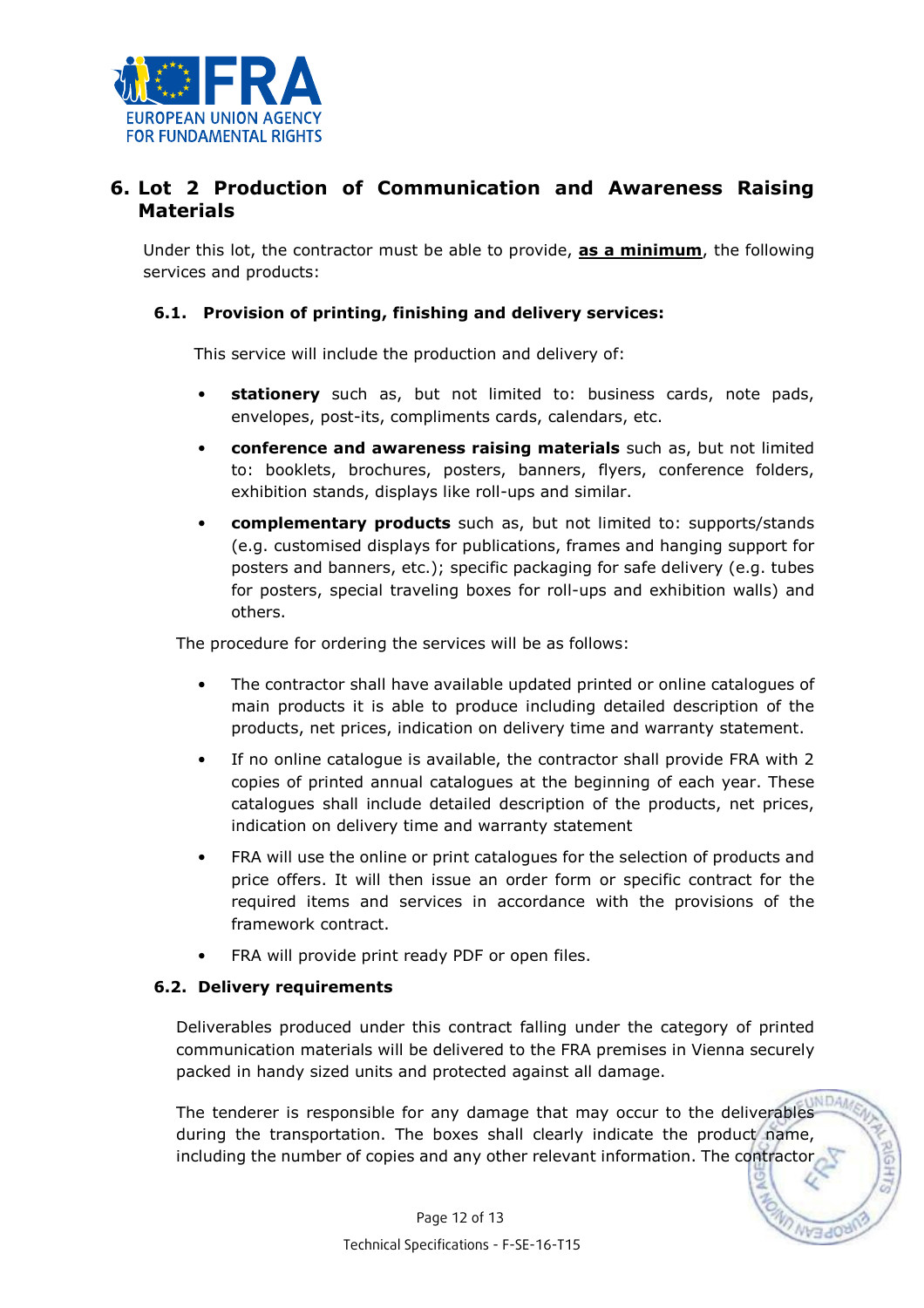## 6. Lot 2 Production of Communication and Awareness Raising Materials

Under this lot, the contractor must be able to provide, **as a minimum**, the following services and products:

### 6.1. Provision of printing, finishing and delivery services:

This service will include the production and delivery of:

- **stationery** such as, but not limited to: business cards, note pads, envelopes, post-its, compliments cards, calendars, etc.
- **conference and awareness raising materials** such as, but not limited to: booklets, brochures, posters, banners, flyers, conference folders, exhibition stands, displays like roll-ups and similar.
- **complementary products** such as, but not limited to: supports/stands (e.g. customised displays for publications, frames and hanging support for posters and banners, etc.); specific packaging for safe delivery (e.g. tubes for posters, special traveling boxes for roll-ups and exhibition walls) and others.

The procedure for ordering the services will be as follows:

- The contractor shall have available updated printed or online catalogues of main products it is able to produce including detailed description of the products, net prices, indication on delivery time and warranty statement.
- If no online catalogue is available, the contractor shall provide FRA with 2 copies of printed annual catalogues at the beginning of each year. These catalogues shall include detailed description of the products, net prices, indication on delivery time and warranty statement
- FRA will use the online or print catalogues for the selection of products and price offers. It will then issue an order form or specific contract for the required items and services in accordance with the provisions of the framework contract.
- FRA will provide print ready PDF or open files.

### 6.2. Delivery requirements

Deliverables produced under this contract falling under the category of printed communication materials will be delivered to the FRA premises in Vienna securely packed in handy sized units and protected against all damage.

The tenderer is responsible for any damage that may occur to the deliverables during the transportation. The boxes shall clearly indicate the product name, including the number of copies and any other relevant information. The contractor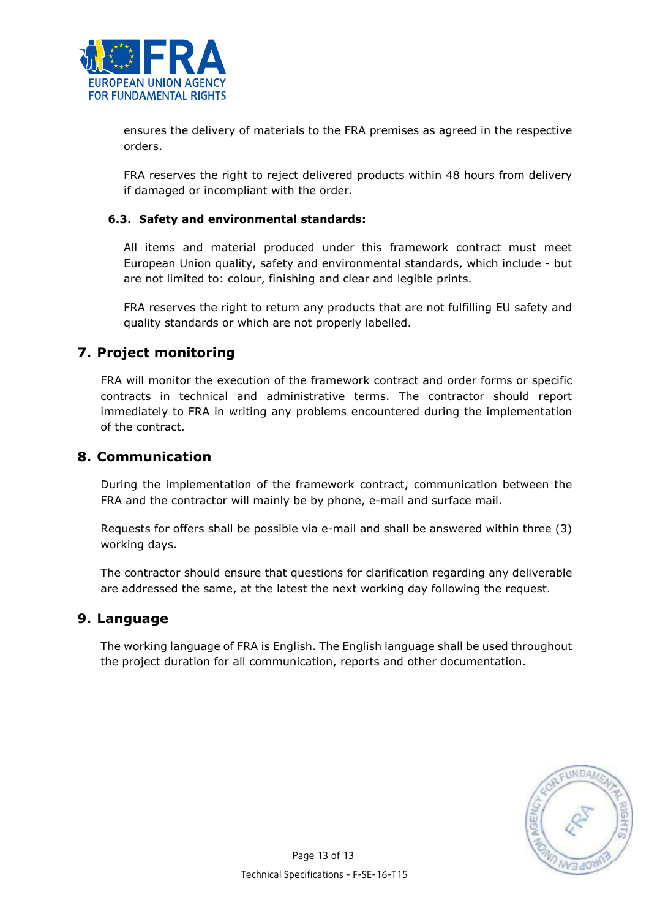ensures the delivery of materials to the FRA premises as agreed in the respective orders.

FRA reserves the right to reject delivered products within 48 hours from delivery if damaged or incompliant with the order.

### 6.3. Safety and environmental standards:

All items and material produced under this framework contract must meet European Union quality, safety and environmental standards, which include - but are not limited to: colour, finishing and clear and legible prints.

FRA reserves the right to return any products that are not fulfilling EU safety and quality standards or which are not properly labelled.

## 7. Project monitoring

FRA will monitor the execution of the framework contract and order forms or specific contracts in technical and administrative terms. The contractor should report immediately to FRA in writing any problems encountered during the implementation of the contract.

## 8. Communication

During the implementation of the framework contract, communication between the FRA and the contractor will mainly be by phone, e-mail and surface mail.

Requests for offers shall be possible via e-mail and shall be answered within three (3) working days.

The contractor should ensure that questions for clarification regarding any deliverable are addressed the same, at the latest the next working day following the request.

## 9. Language

The working language of FRA is English. The English language shall be used throughout the project duration for all communication, reports and other documentation.